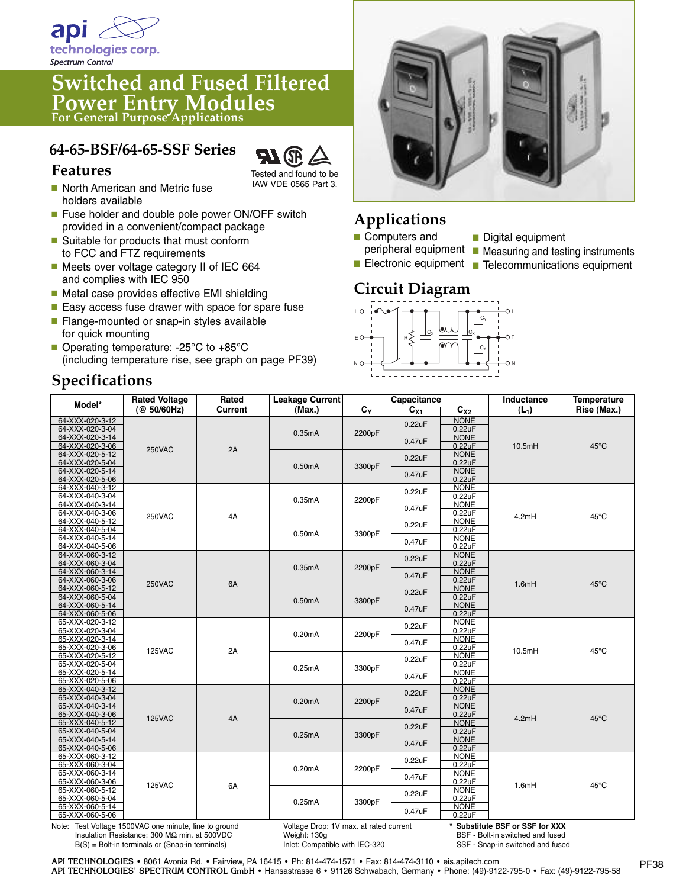api technologies corp.
Spectrum Control

# Switched and Fused Filtered Power Entry Modules

For General Purpose Applications

## 64-65-BSF/64-65-SSF Series

Tested and found to be IAW VDE 0565 Part 3.

## Features

- North American and Metric fuse holders available
- Fuse holder and double pole power ON/OFF switch provided in a convenient/compact package
- Suitable for products that must conform to FCC and FTZ requirements
- Meets over voltage category II of IEC 664 and complies with IEC 950
- Metal case provides effective EMI shielding
- Easy access fuse drawer with space for spare fuse
- Flange-mounted or snap-in styles available for quick mounting
- Operating temperature: -25°C to +85°C (including temperature rise, see graph on page PF39)

## Applications

- Computers and peripheral equipment
- Electronic equipment
- Digital equipment
- Measuring and testing instruments
- Telecommunications equipment

## Circuit Diagram

## Specifications

| Model* | Rated Voltage (@ 50/60Hz) | Rated Current | Leakage Current (Max.) | Capacitance $C_Y$ | Capacitance $C_{X1}$ | Capacitance $C_{X2}$ | Inductance ($L_1$) | Temperature Rise (Max.) |
|---|---|---|---|---|---|---|---|---|
| 64-XXX-020-3-12 | 250VAC | 2A | 0.35mA | 2200pF | 0.22uF | NONE | 10.5mH | 45°C |
| 64-XXX-020-3-04 | 250VAC | 2A | 0.35mA | 2200pF | 0.22uF | 0.22uF | 10.5mH | 45°C |
| 64-XXX-020-3-14 | 250VAC | 2A | 0.35mA | 2200pF | 0.47uF | NONE | 10.5mH | 45°C |
| 64-XXX-020-3-06 | 250VAC | 2A | 0.35mA | 2200pF | 0.47uF | 0.22uF | 10.5mH | 45°C |
| 64-XXX-020-5-12 | 250VAC | 2A | 0.50mA | 3300pF | 0.22uF | NONE | 10.5mH | 45°C |
| 64-XXX-020-5-04 | 250VAC | 2A | 0.50mA | 3300pF | 0.22uF | 0.22uF | 10.5mH | 45°C |
| 64-XXX-020-5-14 | 250VAC | 2A | 0.50mA | 3300pF | 0.47uF | NONE | 10.5mH | 45°C |
| 64-XXX-020-5-06 | 250VAC | 2A | 0.50mA | 3300pF | 0.47uF | 0.22uF | 10.5mH | 45°C |
| 64-XXX-040-3-12 | 250VAC | 4A | 0.35mA | 2200pF | 0.22uF | NONE | 4.2mH | 45°C |
| 64-XXX-040-3-04 | 250VAC | 4A | 0.35mA | 2200pF | 0.22uF | 0.22uF | 4.2mH | 45°C |
| 64-XXX-040-3-14 | 250VAC | 4A | 0.35mA | 2200pF | 0.47uF | NONE | 4.2mH | 45°C |
| 64-XXX-040-3-06 | 250VAC | 4A | 0.35mA | 2200pF | 0.47uF | 0.22uF | 4.2mH | 45°C |
| 64-XXX-040-5-12 | 250VAC | 4A | 0.50mA | 3300pF | 0.22uF | NONE | 4.2mH | 45°C |
| 64-XXX-040-5-04 | 250VAC | 4A | 0.50mA | 3300pF | 0.22uF | 0.22uF | 4.2mH | 45°C |
| 64-XXX-040-5-14 | 250VAC | 4A | 0.50mA | 3300pF | 0.47uF | NONE | 4.2mH | 45°C |
| 64-XXX-040-5-06 | 250VAC | 4A | 0.50mA | 3300pF | 0.47uF | 0.22uF | 4.2mH | 45°C |
| 64-XXX-060-3-12 | 250VAC | 6A | 0.35mA | 2200pF | 0.22uF | NONE | 1.6mH | 45°C |
| 64-XXX-060-3-04 | 250VAC | 6A | 0.35mA | 2200pF | 0.22uF | 0.22uF | 1.6mH | 45°C |
| 64-XXX-060-3-14 | 250VAC | 6A | 0.35mA | 2200pF | 0.47uF | NONE | 1.6mH | 45°C |
| 64-XXX-060-3-06 | 250VAC | 6A | 0.35mA | 2200pF | 0.47uF | 0.22uF | 1.6mH | 45°C |
| 64-XXX-060-5-12 | 250VAC | 6A | 0.50mA | 3300pF | 0.22uF | NONE | 1.6mH | 45°C |
| 64-XXX-060-5-04 | 250VAC | 6A | 0.50mA | 3300pF | 0.22uF | 0.22uF | 1.6mH | 45°C |
| 64-XXX-060-5-14 | 250VAC | 6A | 0.50mA | 3300pF | 0.47uF | NONE | 1.6mH | 45°C |
| 64-XXX-060-5-06 | 250VAC | 6A | 0.50mA | 3300pF | 0.47uF | 0.22uF | 1.6mH | 45°C |
| 65-XXX-020-3-12 | 125VAC | 2A | 0.20mA | 2200pF | 0.22uF | NONE | 10.5mH | 45°C |
| 65-XXX-020-3-04 | 125VAC | 2A | 0.20mA | 2200pF | 0.22uF | 0.22uF | 10.5mH | 45°C |
| 65-XXX-020-3-14 | 125VAC | 2A | 0.20mA | 2200pF | 0.47uF | NONE | 10.5mH | 45°C |
| 65-XXX-020-3-06 | 125VAC | 2A | 0.20mA | 2200pF | 0.47uF | 0.22uF | 10.5mH | 45°C |
| 65-XXX-020-5-12 | 125VAC | 2A | 0.25mA | 3300pF | 0.22uF | NONE | 10.5mH | 45°C |
| 65-XXX-020-5-04 | 125VAC | 2A | 0.25mA | 3300pF | 0.22uF | 0.22uF | 10.5mH | 45°C |
| 65-XXX-020-5-14 | 125VAC | 2A | 0.25mA | 3300pF | 0.47uF | NONE | 10.5mH | 45°C |
| 65-XXX-020-5-06 | 125VAC | 2A | 0.25mA | 3300pF | 0.47uF | 0.22uF | 10.5mH | 45°C |
| 65-XXX-040-3-12 | 125VAC | 4A | 0.20mA | 2200pF | 0.22uF | NONE | 4.2mH | 45°C |
| 65-XXX-040-3-04 | 125VAC | 4A | 0.20mA | 2200pF | 0.22uF | 0.22uF | 4.2mH | 45°C |
| 65-XXX-040-3-14 | 125VAC | 4A | 0.20mA | 2200pF | 0.47uF | NONE | 4.2mH | 45°C |
| 65-XXX-040-3-06 | 125VAC | 4A | 0.20mA | 2200pF | 0.47uF | 0.22uF | 4.2mH | 45°C |
| 65-XXX-040-5-12 | 125VAC | 4A | 0.25mA | 3300pF | 0.22uF | NONE | 4.2mH | 45°C |
| 65-XXX-040-5-04 | 125VAC | 4A | 0.25mA | 3300pF | 0.22uF | 0.22uF | 4.2mH | 45°C |
| 65-XXX-040-5-14 | 125VAC | 4A | 0.25mA | 3300pF | 0.47uF | NONE | 4.2mH | 45°C |
| 65-XXX-040-5-06 | 125VAC | 4A | 0.25mA | 3300pF | 0.47uF | 0.22uF | 4.2mH | 45°C |
| 65-XXX-060-3-12 | 125VAC | 6A | 0.20mA | 2200pF | 0.22uF | NONE | 1.6mH | 45°C |
| 65-XXX-060-3-04 | 125VAC | 6A | 0.20mA | 2200pF | 0.22uF | 0.22uF | 1.6mH | 45°C |
| 65-XXX-060-3-14 | 125VAC | 6A | 0.20mA | 2200pF | 0.47uF | NONE | 1.6mH | 45°C |
| 65-XXX-060-3-06 | 125VAC | 6A | 0.20mA | 2200pF | 0.47uF | 0.22uF | 1.6mH | 45°C |
| 65-XXX-060-5-12 | 125VAC | 6A | 0.25mA | 3300pF | 0.22uF | NONE | 1.6mH | 45°C |
| 65-XXX-060-5-04 | 125VAC | 6A | 0.25mA | 3300pF | 0.22uF | 0.22uF | 1.6mH | 45°C |
| 65-XXX-060-5-14 | 125VAC | 6A | 0.25mA | 3300pF | 0.47uF | NONE | 1.6mH | 45°C |
| 65-XXX-060-5-06 | 125VAC | 6A | 0.25mA | 3300pF | 0.47uF | 0.22uF | 1.6mH | 45°C |

Note: Test Voltage 1500VAC one minute, line to ground
Insulation Resistance: 300 MΩ min. at 500VDC
B(S) = Bolt-in terminals or (Snap-in terminals)

Voltage Drop: 1V max. at rated current
Weight: 130g
Inlet: Compatible with IEC-320

**\* Substitute BSF or SSF for XXX**
BSF - Bolt-in switched and fused
SSF - Snap-in switched and fused

**API TECHNOLOGIES** • 8061 Avonia Rd. • Fairview, PA 16415 • Ph: 814-474-1571 • Fax: 814-474-3110 • eis.apitech.com
**API TECHNOLOGIES' SPECTRUM CONTROL GmbH** • Hansastrasse 6 • 91126 Schwabach, Germany • Phone: (49)-9122-795-0 • Fax: (49)-9122-795-58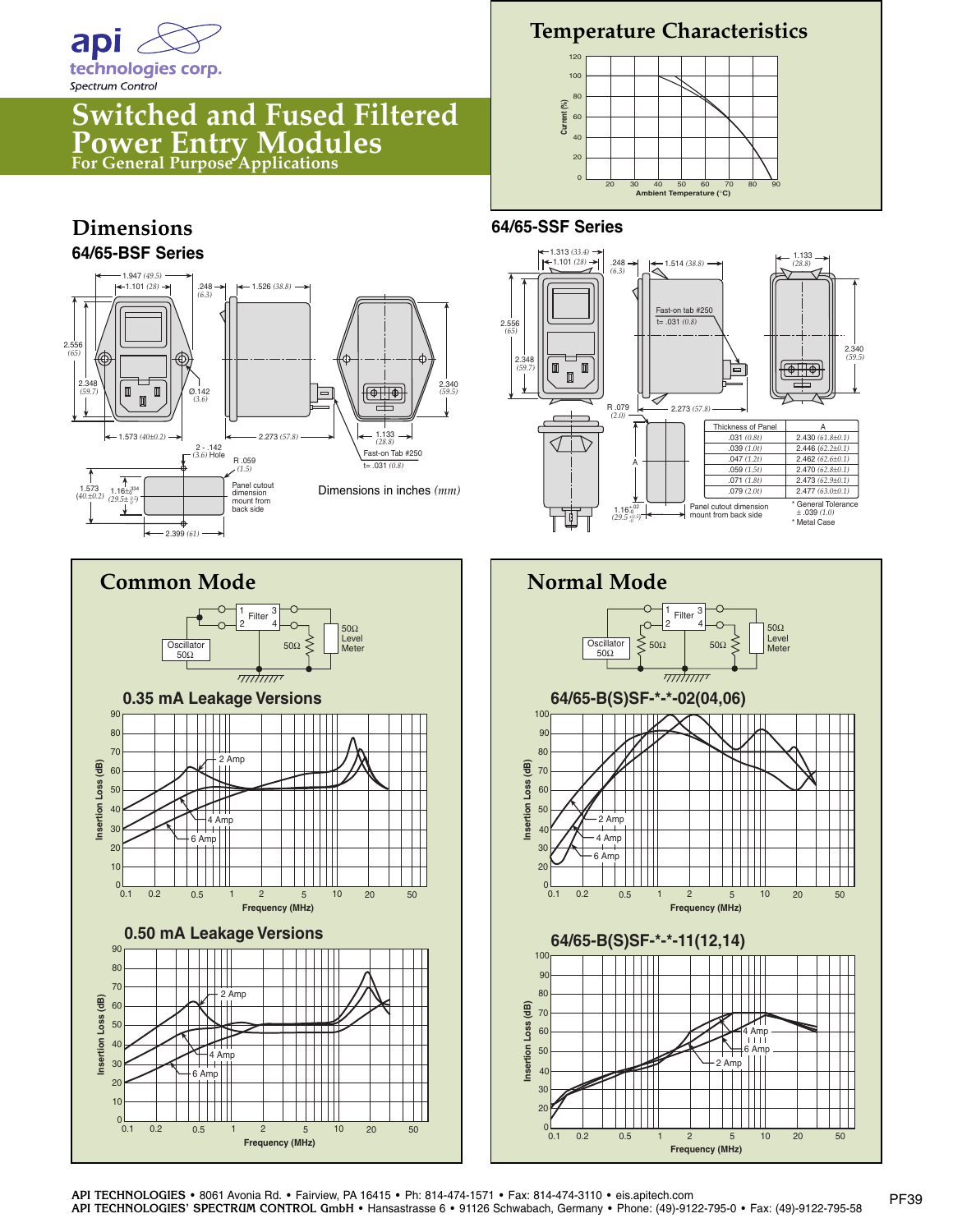api technologies corp.
Spectrum Control

# Switched and Fused Filtered Power Entry Modules

For General Purpose Applications

## Temperature Characteristics

120
100
80
60
40
20
0
Current (%)
20 30 40 50 60 70 80 90
Ambient Temperature (°C)

## Dimensions

### 64/65-BSF Series

1.947 *(49.5)*
1.101 *(28)*
.248 *(6.3)*
1.526 *(38.8)*
2.556 *(65)*
2.348 *(59.7)*
Ø.142 *(3.6)*
2.340 *(59.5)*
1.573 *(40±0.2)*
2.273 *(57.8)*
1.133 *(28.8)*
2 - .142 *(3.6)* Hole
R .059 *(1.5)*
Fast-on Tab #250
t= .031 *(0.8)*
1.573 *(40±0.2)*
1.16 *(29.5)*
Panel cutout dimension mount from back side
2.399 *(61)*

Dimensions in inches *(mm)*

### 64/65-SSF Series

1.313 *(33.4)*
1.101 *(28)*
.248 *(6.3)*
1.514 *(38.8)*
1.133 *(28.8)*
2.556 *(65)*
2.348 *(59.7)*
Fast-on tab #250
t= .031 *(0.8)*
2.340 *(59.5)*
R .079 *(2.0)*
2.273 *(57.8)*
A
1.16 *(29.5)*
Panel cutout dimension mount from back side

| Thickness of Panel | A |
|---|---|
| .031 *(0.8)* | 2.430 *(61.8±0.1)* |
| .039 *(1.0)* | 2.446 *(62.2±0.1)* |
| .047 *(1.2)* | 2.462 *(62.6±0.1)* |
| .059 *(1.5)* | 2.470 *(62.8±0.1)* |
| .071 *(1.8)* | 2.473 *(62.9±0.1)* |
| .079 *(2.0)* | 2.477 *(63.0±0.1)* |

* General Tolerance ± .039 *(1.0)*
* Metal Case

## Common Mode

Filter 1 2 3 4
Oscillator 50Ω
50Ω
50Ω Level Meter

### 0.35 mA Leakage Versions

Insertion Loss (dB)
90 80 70 60 50 40 30 20 10 0
2 Amp
4 Amp
6 Amp
0.1 0.2 0.5 1 2 5 10 20 50
Frequency (MHz)

### 0.50 mA Leakage Versions

Insertion Loss (dB)
90 80 70 60 50 40 30 20 10 0
2 Amp
4 Amp
6 Amp
0.1 0.2 0.5 1 2 5 10 20 50
Frequency (MHz)

## Normal Mode

Filter 1 2 3 4
Oscillator 50Ω
50Ω
50Ω
50Ω Level Meter

### 64/65-B(S)SF-*-*-02(04,06)

Insertion Loss (dB)
100 90 80 70 60 50 40 30 20 0
2 Amp
4 Amp
6 Amp
0.1 0.2 0.5 1 2 5 10 20 50
Frequency (MHz)

### 64/65-B(S)SF-*-*-11(12,14)

Insertion Loss (dB)
100 90 80 70 60 50 40 30 20 0
4 Amp
6 Amp
2 Amp
0.1 0.2 0.5 1 2 5 10 20 50
Frequency (MHz)

API TECHNOLOGIES • 8061 Avonia Rd. • Fairview, PA 16415 • Ph: 814-474-1571 • Fax: 814-474-3110 • eis.apitech.com
API TECHNOLOGIES' SPECTRUM CONTROL GmbH • Hansastrasse 6 • 91126 Schwabach, Germany • Phone: (49)-9122-795-0 • Fax: (49)-9122-795-58

PF39